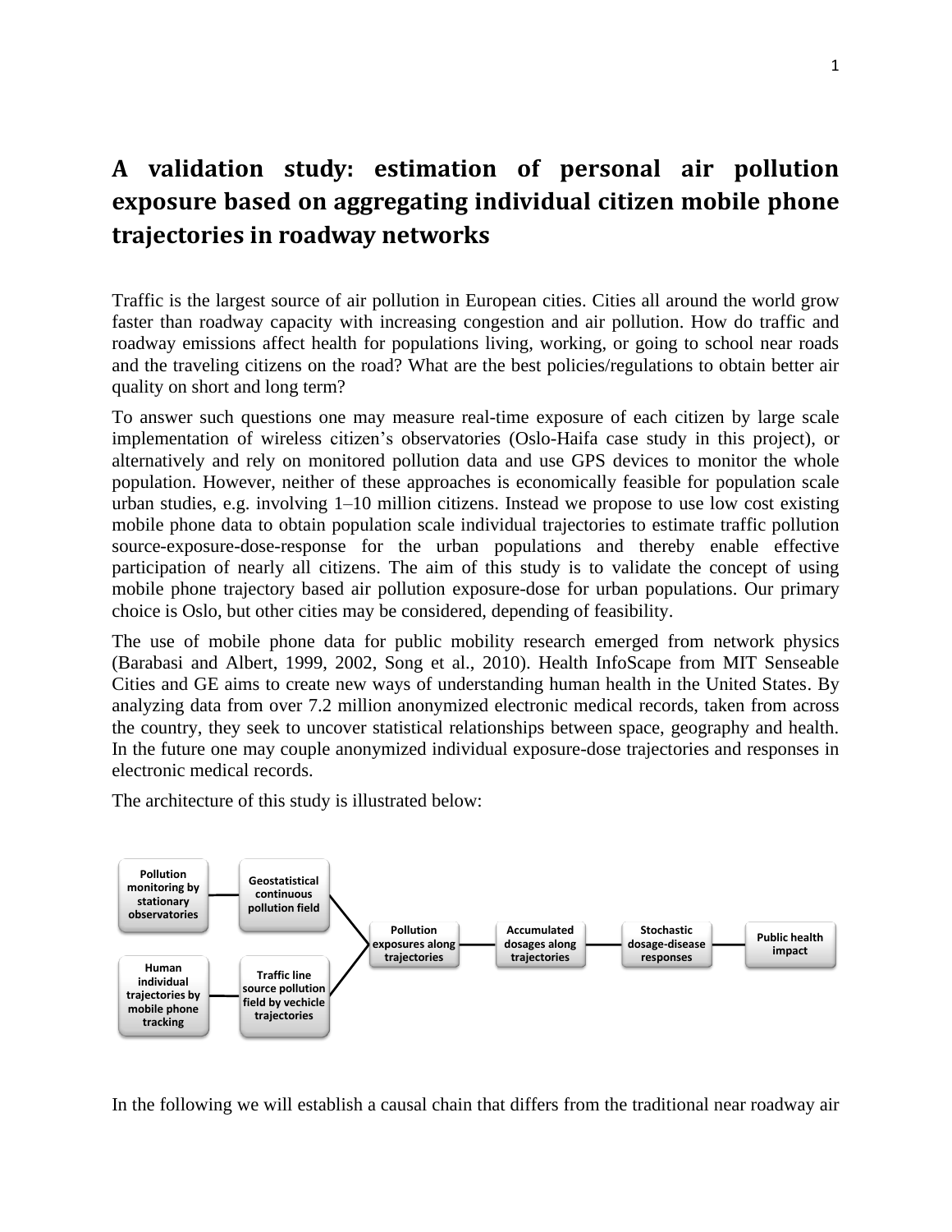# A validation study: estimation of personal air pollution exposure based on aggregating individual citizen mobile phone trajectories in roadway networks

Traffic is the largest source of air pollution in European cities. Cities all around the world grow faster than roadway capacity with increasing congestion and air pollution. How do traffic and roadway emissions affect health for populations living, working, or going to school near roads and the traveling citizens on the road? What are the best policies/regulations to obtain better air quality on short and long term?

To answer such questions one may measure real-time exposure of each citizen by large scale implementation of wireless citizen's observatories (Oslo-Haifa case study in this project), or alternatively and rely on monitored pollution data and use GPS devices to monitor the whole population. However, neither of these approaches is economically feasible for population scale urban studies, e.g. involving 1–10 million citizens. Instead we propose to use low cost existing mobile phone data to obtain population scale individual trajectories to estimate traffic pollution source-exposure-dose-response for the urban populations and thereby enable effective participation of nearly all citizens. The aim of this study is to validate the concept of using mobile phone trajectory based air pollution exposure-dose for urban populations. Our primary choice is Oslo, but other cities may be considered, depending of feasibility.

The use of mobile phone data for public mobility research emerged from network physics (Barabasi and Albert, 1999, 2002, Song et al., 2010). Health InfoScape from MIT Senseable Cities and GE aims to create new ways of understanding human health in the United States. By analyzing data from over 7.2 million anonymized electronic medical records, taken from across the country, they seek to uncover statistical relationships between space, geography and health. In the future one may couple anonymized individual exposure-dose trajectories and responses in electronic medical records.

The architecture of this study is illustrated below:

- Pollution monitoring by stationary observatories → Geostatistical continuous pollution field
- Human individual trajectories by mobile phone tracking → Traffic line source pollution field by vechicle trajectories
- → Pollution exposures along trajectories → Accumulated dosages along trajectories → Stochastic dosage-disease responses → Public health impact

In the following we will establish a causal chain that differs from the traditional near roadway air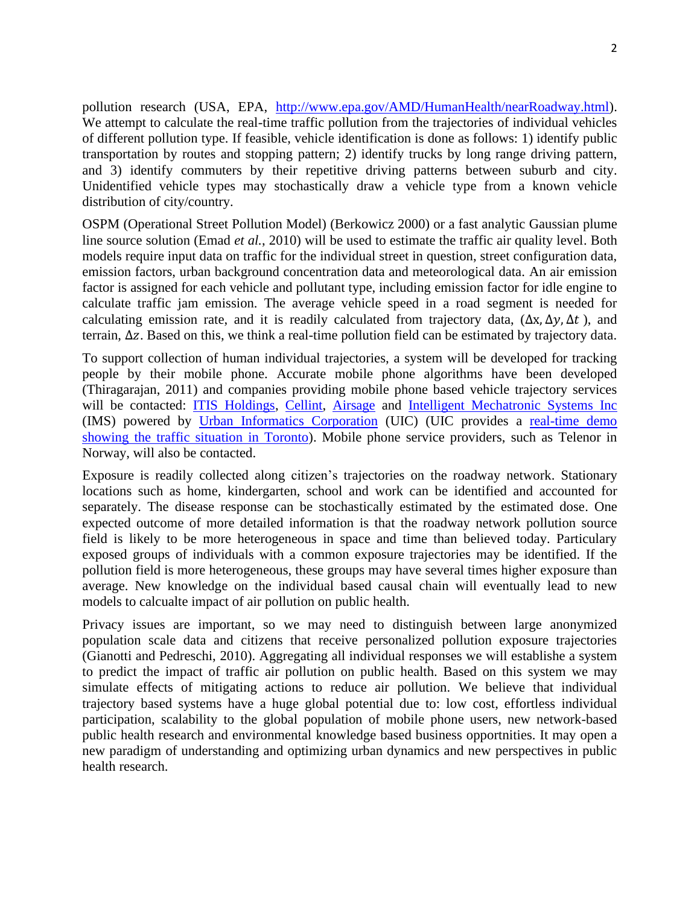pollution research (USA, EPA, [http://www.epa.gov/AMD/HumanHealth/nearRoadway.html](http://www.epa.gov/AMD/HumanHealth/nearRoadway.html)). We attempt to calculate the real-time traffic pollution from the trajectories of individual vehicles of different pollution type. If feasible, vehicle identification is done as follows: 1) identify public transportation by routes and stopping pattern; 2) identify trucks by long range driving pattern, and 3) identify commuters by their repetitive driving patterns between suburb and city. Unidentified vehicle types may stochastically draw a vehicle type from a known vehicle distribution of city/country.

OSPM (Operational Street Pollution Model) (Berkowicz 2000) or a fast analytic Gaussian plume line source solution (Emad *et al.*, 2010) will be used to estimate the traffic air quality level. Both models require input data on traffic for the individual street in question, street configuration data, emission factors, urban background concentration data and meteorological data. An air emission factor is assigned for each vehicle and pollutant type, including emission factor for idle engine to calculate traffic jam emission. The average vehicle speed in a road segment is needed for calculating emission rate, and it is readily calculated from trajectory data, $(\Delta x, \Delta y, \Delta t)$, and terrain, $\Delta z$. Based on this, we think a real-time pollution field can be estimated by trajectory data.

To support collection of human individual trajectories, a system will be developed for tracking people by their mobile phone. Accurate mobile phone algorithms have been developed (Thiragarajan, 2011) and companies providing mobile phone based vehicle trajectory services will be contacted: ITIS Holdings, Cellint, Airsage and Intelligent Mechatronic Systems Inc (IMS) powered by Urban Informatics Corporation (UIC) (UIC provides a real-time demo showing the traffic situation in Toronto). Mobile phone service providers, such as Telenor in Norway, will also be contacted.

Exposure is readily collected along citizen's trajectories on the roadway network. Stationary locations such as home, kindergarten, school and work can be identified and accounted for separately. The disease response can be stochastically estimated by the estimated dose. One expected outcome of more detailed information is that the roadway network pollution source field is likely to be more heterogeneous in space and time than believed today. Particulary exposed groups of individuals with a common exposure trajectories may be identified. If the pollution field is more heterogeneous, these groups may have several times higher exposure than average. New knowledge on the individual based causal chain will eventually lead to new models to calcualte impact of air pollution on public health.

Privacy issues are important, so we may need to distinguish between large anonymized population scale data and citizens that receive personalized pollution exposure trajectories (Gianotti and Pedreschi, 2010). Aggregating all individual responses we will establishe a system to predict the impact of traffic air pollution on public health. Based on this system we may simulate effects of mitigating actions to reduce air pollution. We believe that individual trajectory based systems have a huge global potential due to: low cost, effortless individual participation, scalability to the global population of mobile phone users, new network-based public health research and environmental knowledge based business opportnities. It may open a new paradigm of understanding and optimizing urban dynamics and new perspectives in public health research.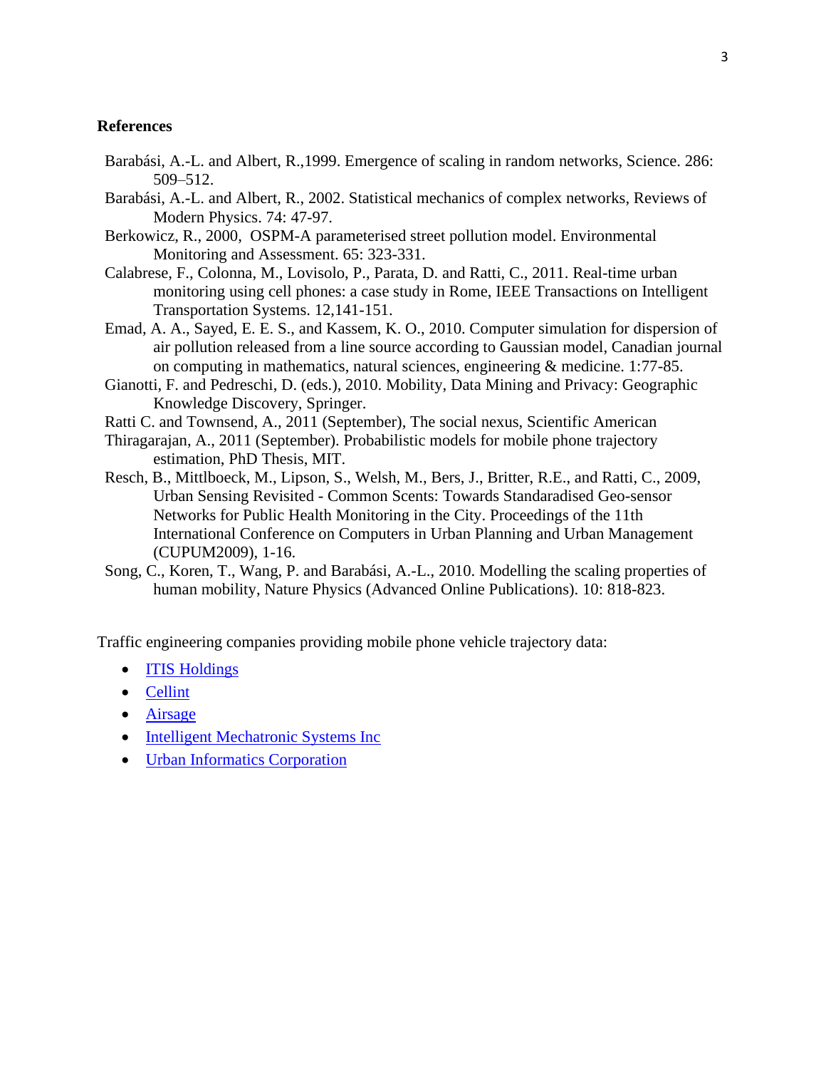**References**

Barabási, A.-L. and Albert, R.,1999. Emergence of scaling in random networks, Science. 286: 509–512.

Barabási, A.-L. and Albert, R., 2002. Statistical mechanics of complex networks, Reviews of Modern Physics. 74: 47-97.

Berkowicz, R., 2000, OSPM-A parameterised street pollution model. Environmental Monitoring and Assessment. 65: 323-331.

Calabrese, F., Colonna, M., Lovisolo, P., Parata, D. and Ratti, C., 2011. Real-time urban monitoring using cell phones: a case study in Rome, IEEE Transactions on Intelligent Transportation Systems. 12,141-151.

Emad, A. A., Sayed, E. E. S., and Kassem, K. O., 2010. Computer simulation for dispersion of air pollution released from a line source according to Gaussian model, Canadian journal on computing in mathematics, natural sciences, engineering & medicine. 1:77-85.

Gianotti, F. and Pedreschi, D. (eds.), 2010. Mobility, Data Mining and Privacy: Geographic Knowledge Discovery, Springer.

Ratti C. and Townsend, A., 2011 (September), The social nexus, Scientific American

Thiragarajan, A., 2011 (September). Probabilistic models for mobile phone trajectory estimation, PhD Thesis, MIT.

Resch, B., Mittlboeck, M., Lipson, S., Welsh, M., Bers, J., Britter, R.E., and Ratti, C., 2009, Urban Sensing Revisited - Common Scents: Towards Standaradised Geo-sensor Networks for Public Health Monitoring in the City. Proceedings of the 11th International Conference on Computers in Urban Planning and Urban Management (CUPUM2009), 1-16.

Song, C., Koren, T., Wang, P. and Barabási, A.-L., 2010. Modelling the scaling properties of human mobility, Nature Physics (Advanced Online Publications). 10: 818-823.

Traffic engineering companies providing mobile phone vehicle trajectory data:

- ITIS Holdings
- Cellint
- Airsage
- Intelligent Mechatronic Systems Inc
- Urban Informatics Corporation